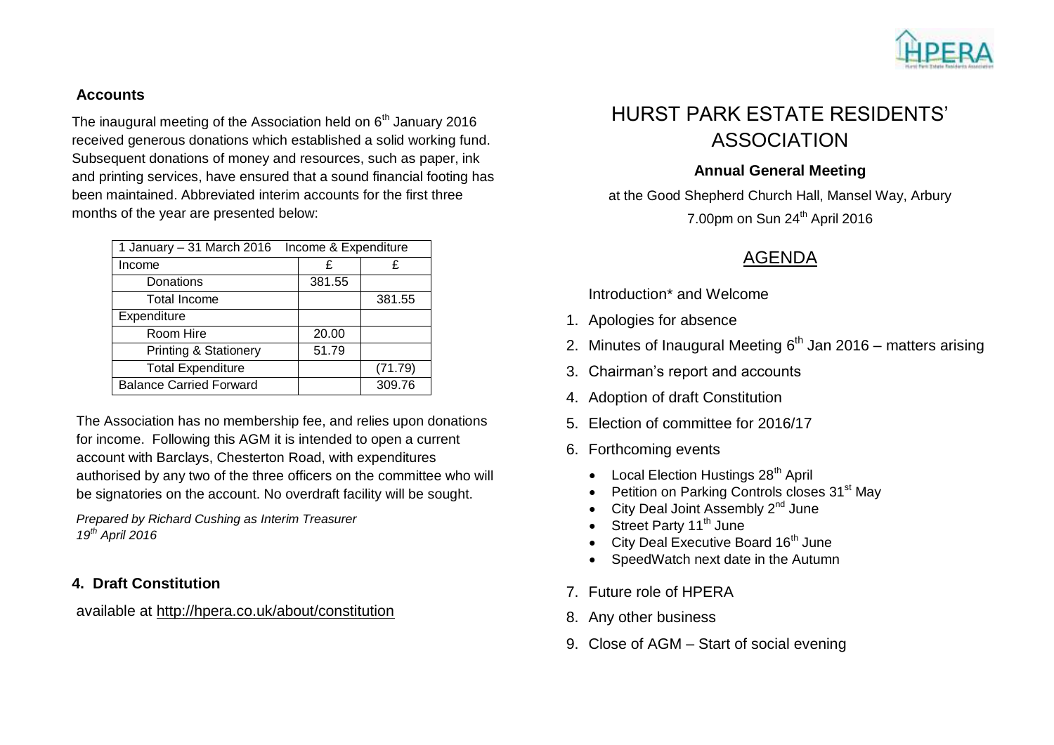## Accounts

The inaugural meeting of the Association held on 6th January 2016 received generous donations which established a solid working fund. Subsequent donations of money and resources, such as paper, ink and printing services, have ensured that a sound financial footing has been maintained. Abbreviated interim accounts for the first three months of the year are presented below:

| 1 January – 31 March 2016 Income & Expenditure | | |
|---|---|---|
| Income | £ | £ |
| Donations | 381.55 | |
| Total Income | | 381.55 |
| Expenditure | | |
| Room Hire | 20.00 | |
| Printing & Stationery | 51.79 | |
| Total Expenditure | | (71.79) |
| Balance Carried Forward | | 309.76 |

The Association has no membership fee, and relies upon donations for income. Following this AGM it is intended to open a current account with Barclays, Chesterton Road, with expenditures authorised by any two of the three officers on the committee who will be signatories on the account. No overdraft facility will be sought.

*Prepared by Richard Cushing as Interim Treasurer*
*19th April 2016*

### 4. Draft Constitution

available at http://hpera.co.uk/about/constitution

# HURST PARK ESTATE RESIDENTS' ASSOCIATION

### Annual General Meeting

at the Good Shepherd Church Hall, Mansel Way, Arbury

7.00pm on Sun 24th April 2016

## AGENDA

Introduction* and Welcome

1. Apologies for absence
2. Minutes of Inaugural Meeting 6th Jan 2016 – matters arising
3. Chairman's report and accounts
4. Adoption of draft Constitution
5. Election of committee for 2016/17
6. Forthcoming events
   - Local Election Hustings 28th April
   - Petition on Parking Controls closes 31st May
   - City Deal Joint Assembly 2nd June
   - Street Party 11th June
   - City Deal Executive Board 16th June
   - SpeedWatch next date in the Autumn
7. Future role of HPERA
8. Any other business
9. Close of AGM – Start of social evening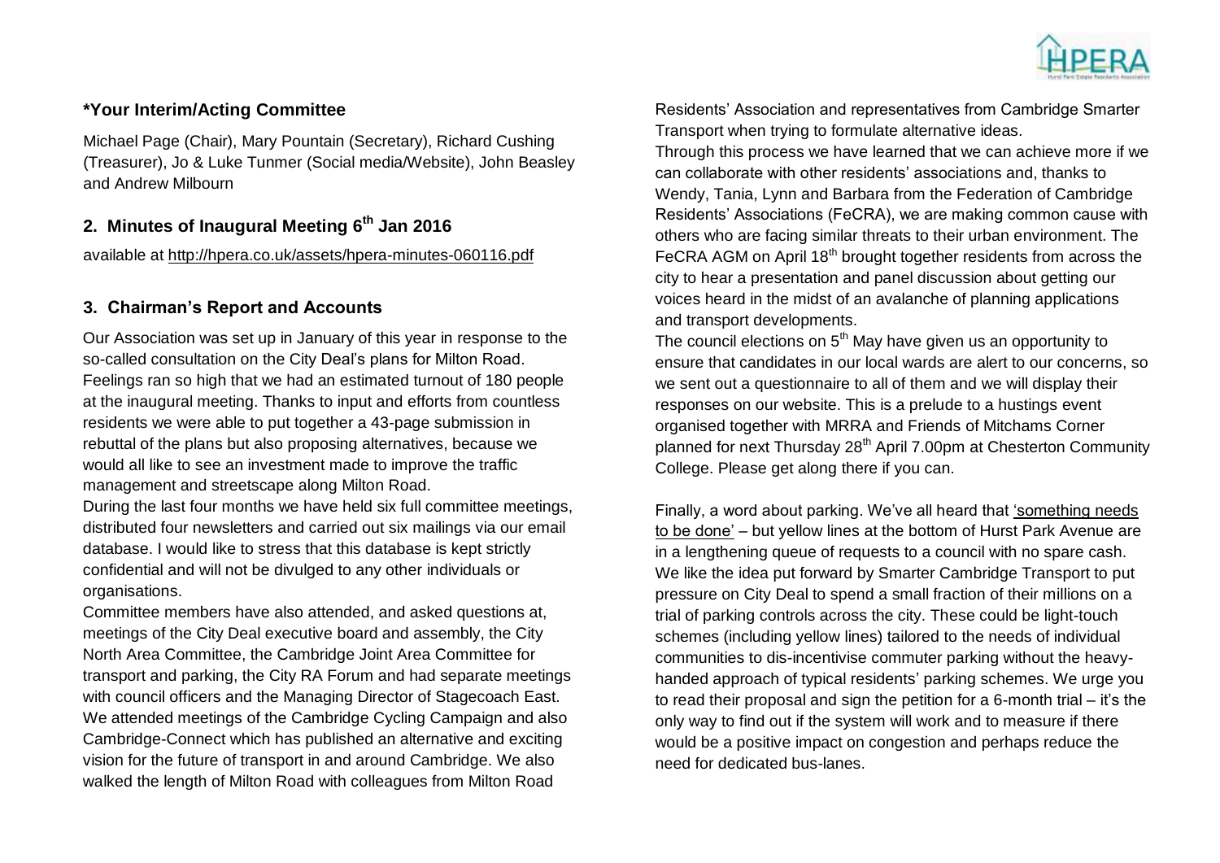### *Your Interim/Acting Committee

Michael Page (Chair), Mary Pountain (Secretary), Richard Cushing (Treasurer), Jo & Luke Tunmer (Social media/Website), John Beasley and Andrew Milbourn

## 2. Minutes of Inaugural Meeting 6th Jan 2016

available at http://hpera.co.uk/assets/hpera-minutes-060116.pdf

## 3. Chairman's Report and Accounts

Our Association was set up in January of this year in response to the so-called consultation on the City Deal's plans for Milton Road. Feelings ran so high that we had an estimated turnout of 180 people at the inaugural meeting. Thanks to input and efforts from countless residents we were able to put together a 43-page submission in rebuttal of the plans but also proposing alternatives, because we would all like to see an investment made to improve the traffic management and streetscape along Milton Road.

During the last four months we have held six full committee meetings, distributed four newsletters and carried out six mailings via our email database. I would like to stress that this database is kept strictly confidential and will not be divulged to any other individuals or organisations.

Committee members have also attended, and asked questions at, meetings of the City Deal executive board and assembly, the City North Area Committee, the Cambridge Joint Area Committee for transport and parking, the City RA Forum and had separate meetings with council officers and the Managing Director of Stagecoach East. We attended meetings of the Cambridge Cycling Campaign and also Cambridge-Connect which has published an alternative and exciting vision for the future of transport in and around Cambridge. We also walked the length of Milton Road with colleagues from Milton Road Residents' Association and representatives from Cambridge Smarter Transport when trying to formulate alternative ideas.

Through this process we have learned that we can achieve more if we can collaborate with other residents' associations and, thanks to Wendy, Tania, Lynn and Barbara from the Federation of Cambridge Residents' Associations (FeCRA), we are making common cause with others who are facing similar threats to their urban environment. The FeCRA AGM on April 18th brought together residents from across the city to hear a presentation and panel discussion about getting our voices heard in the midst of an avalanche of planning applications and transport developments.

The council elections on 5th May have given us an opportunity to ensure that candidates in our local wards are alert to our concerns, so we sent out a questionnaire to all of them and we will display their responses on our website. This is a prelude to a hustings event organised together with MRRA and Friends of Mitchams Corner planned for next Thursday 28th April 7.00pm at Chesterton Community College. Please get along there if you can.

Finally, a word about parking. We've all heard that 'something needs to be done' – but yellow lines at the bottom of Hurst Park Avenue are in a lengthening queue of requests to a council with no spare cash. We like the idea put forward by Smarter Cambridge Transport to put pressure on City Deal to spend a small fraction of their millions on a trial of parking controls across the city. These could be light-touch schemes (including yellow lines) tailored to the needs of individual communities to dis-incentivise commuter parking without the heavy-handed approach of typical residents' parking schemes. We urge you to read their proposal and sign the petition for a 6-month trial – it's the only way to find out if the system will work and to measure if there would be a positive impact on congestion and perhaps reduce the need for dedicated bus-lanes.